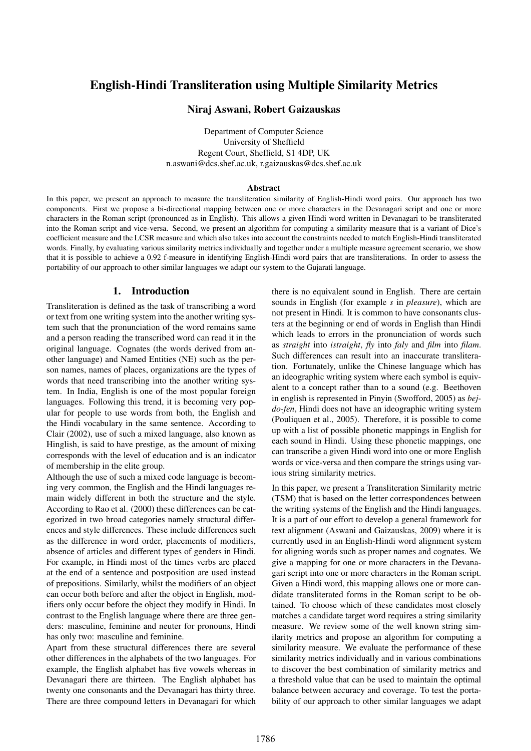# English-Hindi Transliteration using Multiple Similarity Metrics

**Niraj Aswani, Robert Gaizauskas**

Department of Computer Science
University of Sheffield
Regent Court, Sheffield, S1 4DP, UK
n.aswani@dcs.shef.ac.uk, r.gaizauskas@dcs.shef.ac.uk

### Abstract

In this paper, we present an approach to measure the transliteration similarity of English-Hindi word pairs. Our approach has two components. First we propose a bi-directional mapping between one or more characters in the Devanagari script and one or more characters in the Roman script (pronounced as in English). This allows a given Hindi word written in Devanagari to be transliterated into the Roman script and vice-versa. Second, we present an algorithm for computing a similarity measure that is a variant of Dice's coefficient measure and the LCSR measure and which also takes into account the constraints needed to match English-Hindi transliterated words. Finally, by evaluating various similarity metrics individually and together under a multiple measure agreement scenario, we show that it is possible to achieve a 0.92 f-measure in identifying English-Hindi word pairs that are transliterations. In order to assess the portability of our approach to other similar languages we adapt our system to the Gujarati language.

## 1. Introduction

Transliteration is defined as the task of transcribing a word or text from one writing system into the another writing system such that the pronunciation of the word remains same and a person reading the transcribed word can read it in the original language. Cognates (the words derived from another language) and Named Entities (NE) such as the person names, names of places, organizations are the types of words that need transcribing into the another writing system. In India, English is one of the most popular foreign languages. Following this trend, it is becoming very popular for people to use words from both, the English and the Hindi vocabulary in the same sentence. According to Clair (2002), use of such a mixed language, also known as Hinglish, is said to have prestige, as the amount of mixing corresponds with the level of education and is an indicator of membership in the elite group.

Although the use of such a mixed code language is becoming very common, the English and the Hindi languages remain widely different in both the structure and the style. According to Rao et al. (2000) these differences can be categorized in two broad categories namely structural differences and style differences. These include differences such as the difference in word order, placements of modifiers, absence of articles and different types of genders in Hindi. For example, in Hindi most of the times verbs are placed at the end of a sentence and postposition are used instead of prepositions. Similarly, whilst the modifiers of an object can occur both before and after the object in English, modifiers only occur before the object they modify in Hindi. In contrast to the English language where there are three genders: masculine, feminine and neuter for pronouns, Hindi has only two: masculine and feminine.

Apart from these structural differences there are several other differences in the alphabets of the two languages. For example, the English alphabet has five vowels whereas in Devanagari there are thirteen. The English alphabet has twenty one consonants and the Devanagari has thirty three. There are three compound letters in Devanagari for which there is no equivalent sound in English. There are certain sounds in English (for example *s* in *pleasure*), which are not present in Hindi. It is common to have consonants clusters at the beginning or end of words in English than Hindi which leads to errors in the pronunciation of words such as *straight* into *istraight*, *fly* into *faly* and *film* into *filam*. Such differences can result into an inaccurate transliteration. Fortunately, unlike the Chinese language which has an ideographic writing system where each symbol is equivalent to a concept rather than to a sound (e.g. Beethoven in english is represented in Pinyin (Swofford, 2005) as *bej-do-fen*, Hindi does not have an ideographic writing system (Pouliquen et al., 2005). Therefore, it is possible to come up with a list of possible phonetic mappings in English for each sound in Hindi. Using these phonetic mappings, one can transcribe a given Hindi word into one or more English words or vice-versa and then compare the strings using various string similarity metrics.

In this paper, we present a Transliteration Similarity metric (TSM) that is based on the letter correspondences between the writing systems of the English and the Hindi languages. It is a part of our effort to develop a general framework for text alignment (Aswani and Gaizauskas, 2009) where it is currently used in an English-Hindi word alignment system for aligning words such as proper names and cognates. We give a mapping for one or more characters in the Devanagari script into one or more characters in the Roman script. Given a Hindi word, this mapping allows one or more candidate transliterated forms in the Roman script to be obtained. To choose which of these candidates most closely matches a candidate target word requires a string similarity measure. We review some of the well known string similarity metrics and propose an algorithm for computing a similarity measure. We evaluate the performance of these similarity metrics individually and in various combinations to discover the best combination of similarity metrics and a threshold value that can be used to maintain the optimal balance between accuracy and coverage. To test the portability of our approach to other similar languages we adapt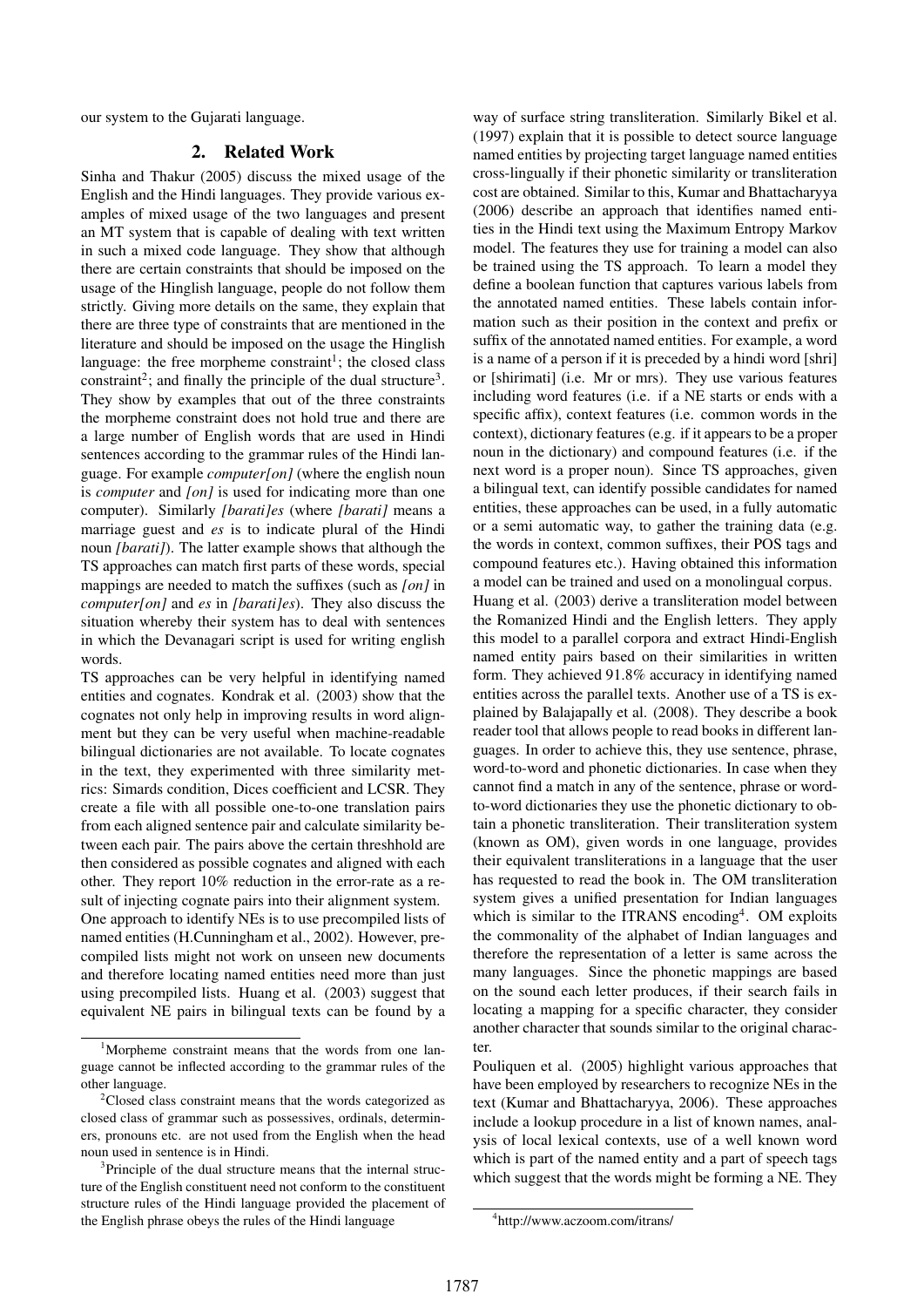our system to the Gujarati language.

## 2. Related Work

Sinha and Thakur (2005) discuss the mixed usage of the English and the Hindi languages. They provide various examples of mixed usage of the two languages and present an MT system that is capable of dealing with text written in such a mixed code language. They show that although there are certain constraints that should be imposed on the usage of the Hinglish language, people do not follow them strictly. Giving more details on the same, they explain that there are three type of constraints that are mentioned in the literature and should be imposed on the usage the Hinglish language: the free morpheme constraint[1]; the closed class constraint[2]; and finally the principle of the dual structure[3]. They show by examples that out of the three constraints the morpheme constraint does not hold true and there are a large number of English words that are used in Hindi sentences according to the grammar rules of the Hindi language. For example *computer[on]* (where the english noun is *computer* and *[on]* is used for indicating more than one computer). Similarly *[barati]es* (where *[barati]* means a marriage guest and *es* is to indicate plural of the Hindi noun *[barati]*). The latter example shows that although the TS approaches can match first parts of these words, special mappings are needed to match the suffixes (such as *[on]* in *computer[on]* and *es* in *[barati]es*). They also discuss the situation whereby their system has to deal with sentences in which the Devanagari script is used for writing english words.

TS approaches can be very helpful in identifying named entities and cognates. Kondrak et al. (2003) show that the cognates not only help in improving results in word alignment but they can be very useful when machine-readable bilingual dictionaries are not available. To locate cognates in the text, they experimented with three similarity metrics: Simards condition, Dices coefficient and LCSR. They create a file with all possible one-to-one translation pairs from each aligned sentence pair and calculate similarity between each pair. The pairs above the certain threshhold are then considered as possible cognates and aligned with each other. They report 10% reduction in the error-rate as a result of injecting cognate pairs into their alignment system.

One approach to identify NEs is to use precompiled lists of named entities (H.Cunningham et al., 2002). However, precompiled lists might not work on unseen new documents and therefore locating named entities need more than just using precompiled lists. Huang et al. (2003) suggest that equivalent NE pairs in bilingual texts can be found by a way of surface string transliteration. Similarly Bikel et al. (1997) explain that it is possible to detect source language named entities by projecting target language named entities cross-lingually if their phonetic similarity or transliteration cost are obtained. Similar to this, Kumar and Bhattacharyya (2006) describe an approach that identifies named entities in the Hindi text using the Maximum Entropy Markov model. The features they use for training a model can also be trained using the TS approach. To learn a model they define a boolean function that captures various labels from the annotated named entities. These labels contain information such as their position in the context and prefix or suffix of the annotated named entities. For example, a word is a name of a person if it is preceded by a hindi word [shri] or [shirimati] (i.e. Mr or mrs). They use various features including word features (i.e. if a NE starts or ends with a specific affix), context features (i.e. common words in the context), dictionary features (e.g. if it appears to be a proper noun in the dictionary) and compound features (i.e. if the next word is a proper noun). Since TS approaches, given a bilingual text, can identify possible candidates for named entities, these approaches can be used, in a fully automatic or a semi automatic way, to gather the training data (e.g. the words in context, common suffixes, their POS tags and compound features etc.). Having obtained this information a model can be trained and used on a monolingual corpus.

Huang et al. (2003) derive a transliteration model between the Romanized Hindi and the English letters. They apply this model to a parallel corpora and extract Hindi-English named entity pairs based on their similarities in written form. They achieved 91.8% accuracy in identifying named entities across the parallel texts. Another use of a TS is explained by Balajapally et al. (2008). They describe a book reader tool that allows people to read books in different languages. In order to achieve this, they use sentence, phrase, word-to-word and phonetic dictionaries. In case when they cannot find a match in any of the sentence, phrase or word-to-word dictionaries they use the phonetic dictionary to obtain a phonetic transliteration. Their transliteration system (known as OM), given words in one language, provides their equivalent transliterations in a language that the user has requested to read the book in. The OM transliteration system gives a unified presentation for Indian languages which is similar to the ITRANS encoding[4]. OM exploits the commonality of the alphabet of Indian languages and therefore the representation of a letter is same across the many languages. Since the phonetic mappings are based on the sound each letter produces, if their search fails in locating a mapping for a specific character, they consider another character that sounds similar to the original character.

Pouliquen et al. (2005) highlight various approaches that have been employed by researchers to recognize NEs in the text (Kumar and Bhattacharyya, 2006). These approaches include a lookup procedure in a list of known names, analysis of local lexical contexts, use of a well known word which is part of the named entity and a part of speech tags which suggest that the words might be forming a NE. They

---

[1] Morpheme constraint means that the words from one language cannot be inflected according to the grammar rules of the other language.

[2] Closed class constraint means that the words categorized as closed class of grammar such as possessives, ordinals, determiners, pronouns etc. are not used from the English when the head noun used in sentence is in Hindi.

[3] Principle of the dual structure means that the internal structure of the English constituent need not conform to the constituent structure rules of the Hindi language provided the placement of the English phrase obeys the rules of the Hindi language

[4] http://www.aczoom.com/itrans/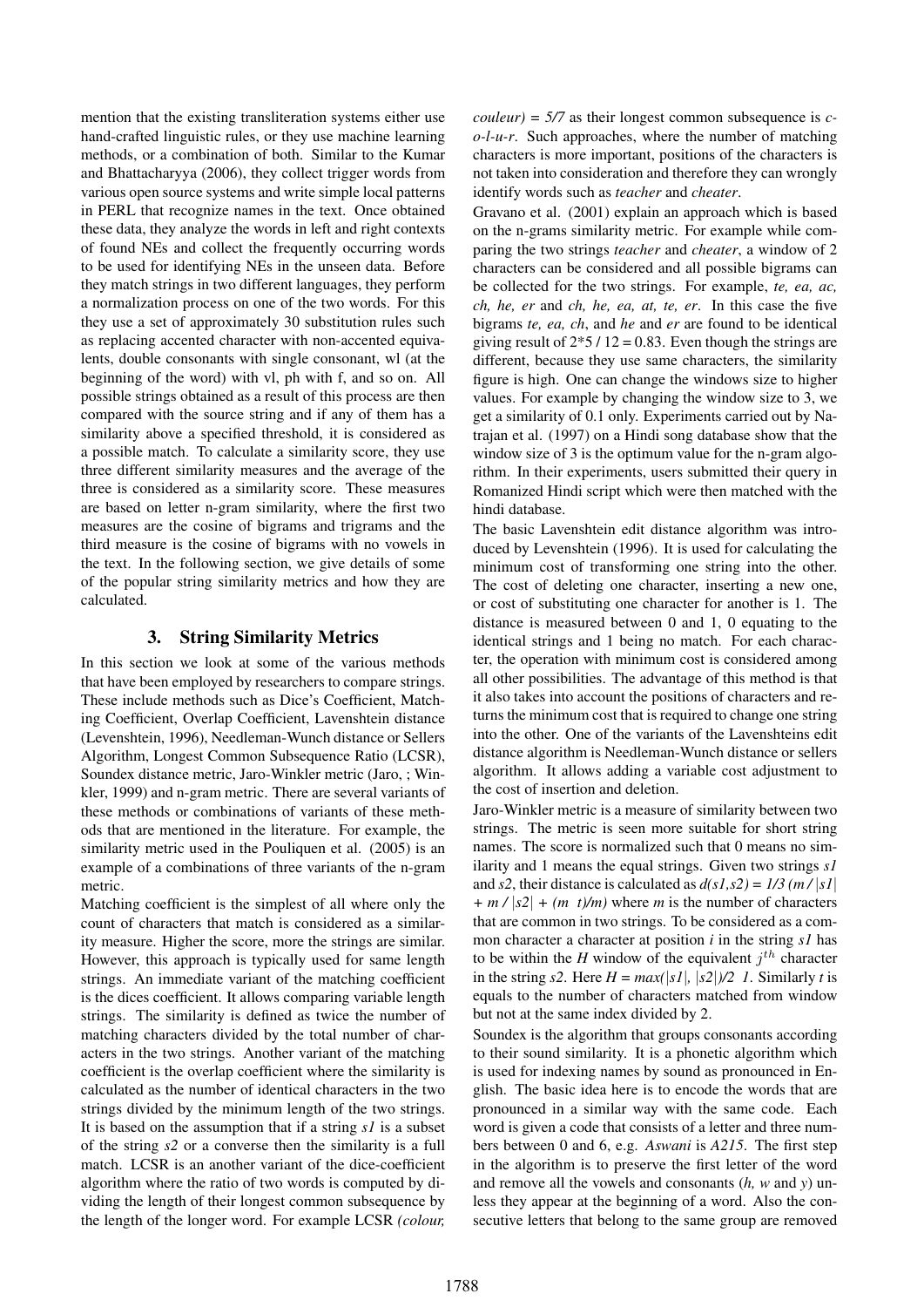mention that the existing transliteration systems either use hand-crafted linguistic rules, or they use machine learning methods, or a combination of both. Similar to the Kumar and Bhattacharyya (2006), they collect trigger words from various open source systems and write simple local patterns in PERL that recognize names in the text. Once obtained these data, they analyze the words in left and right contexts of found NEs and collect the frequently occurring words to be used for identifying NEs in the unseen data. Before they match strings in two different languages, they perform a normalization process on one of the two words. For this they use a set of approximately 30 substitution rules such as replacing accented character with non-accented equivalents, double consonants with single consonant, wl (at the beginning of the word) with vl, ph with f, and so on. All possible strings obtained as a result of this process are then compared with the source string and if any of them has a similarity above a specified threshold, it is considered as a possible match. To calculate a similarity score, they use three different similarity measures and the average of the three is considered as a similarity score. These measures are based on letter n-gram similarity, where the first two measures are the cosine of bigrams and trigrams and the third measure is the cosine of bigrams with no vowels in the text. In the following section, we give details of some of the popular string similarity metrics and how they are calculated.

## 3. String Similarity Metrics

In this section we look at some of the various methods that have been employed by researchers to compare strings. These include methods such as Dice's Coefficient, Matching Coefficient, Overlap Coefficient, Lavenshtein distance (Levenshtein, 1996), Needleman-Wunch distance or Sellers Algorithm, Longest Common Subsequence Ratio (LCSR), Soundex distance metric, Jaro-Winkler metric (Jaro, ; Winkler, 1999) and n-gram metric. There are several variants of these methods or combinations of variants of these methods that are mentioned in the literature. For example, the similarity metric used in the Pouliquen et al. (2005) is an example of a combinations of three variants of the n-gram metric.

Matching coefficient is the simplest of all where only the count of characters that match is considered as a similarity measure. Higher the score, more the strings are similar. However, this approach is typically used for same length strings. An immediate variant of the matching coefficient is the dices coefficient. It allows comparing variable length strings. The similarity is defined as twice the number of matching characters divided by the total number of characters in the two strings. Another variant of the matching coefficient is the overlap coefficient where the similarity is calculated as the number of identical characters in the two strings divided by the minimum length of the two strings. It is based on the assumption that if a string *s1* is a subset of the string *s2* or a converse then the similarity is a full match. LCSR is an another variant of the dice-coefficient algorithm where the ratio of two words is computed by dividing the length of their longest common subsequence by the length of the longer word. For example LCSR *(colour, couleur) = 5/7* as their longest common subsequence is *c-o-l-u-r*. Such approaches, where the number of matching characters is more important, positions of the characters is not taken into consideration and therefore they can wrongly identify words such as *teacher* and *cheater*.

Gravano et al. (2001) explain an approach which is based on the n-grams similarity metric. For example while comparing the two strings *teacher* and *cheater*, a window of 2 characters can be considered and all possible bigrams can be collected for the two strings. For example, *te, ea, ac, ch, he, er* and *ch, he, ea, at, te, er*. In this case the five bigrams *te, ea, ch*, and *he* and *er* are found to be identical giving result of 2*5 / 12 = 0.83. Even though the strings are different, because they use same characters, the similarity figure is high. One can change the windows size to higher values. For example by changing the window size to 3, we get a similarity of 0.1 only. Experiments carried out by Natrajan et al. (1997) on a Hindi song database show that the window size of 3 is the optimum value for the n-gram algorithm. In their experiments, users submitted their query in Romanized Hindi script which were then matched with the hindi database.

The basic Lavenshtein edit distance algorithm was introduced by Levenshtein (1996). It is used for calculating the minimum cost of transforming one string into the other. The cost of deleting one character, inserting a new one, or cost of substituting one character for another is 1. The distance is measured between 0 and 1, 0 equating to the identical strings and 1 being no match. For each character, the operation with minimum cost is considered among all other possibilities. The advantage of this method is that it also takes into account the positions of characters and returns the minimum cost that is required to change one string into the other. One of the variants of the Lavenshteins edit distance algorithm is Needleman-Wunch distance or sellers algorithm. It allows adding a variable cost adjustment to the cost of insertion and deletion.

Jaro-Winkler metric is a measure of similarity between two strings. The metric is seen more suitable for short string names. The score is normalized such that 0 means no similarity and 1 means the equal strings. Given two strings *s1* and *s2*, their distance is calculated as $d(s1,s2) = 1/3\,(m/|s1| + m/|s2| + (m\ \ t)/m)$ where $m$ is the number of characters that are common in two strings. To be considered as a common character a character at position $i$ in the string *s1* has to be within the $H$ window of the equivalent $j^{th}$ character in the string *s2*. Here $H = max(|s1|, |s2|)/2\ \ 1$. Similarly $t$ is equals to the number of characters matched from window but not at the same index divided by 2.

Soundex is the algorithm that groups consonants according to their sound similarity. It is a phonetic algorithm which is used for indexing names by sound as pronounced in English. The basic idea here is to encode the words that are pronounced in a similar way with the same code. Each word is given a code that consists of a letter and three numbers between 0 and 6, e.g. *Aswani* is *A215*. The first step in the algorithm is to preserve the first letter of the word and remove all the vowels and consonants (*h, w* and *y*) unless they appear at the beginning of a word. Also the consecutive letters that belong to the same group are removed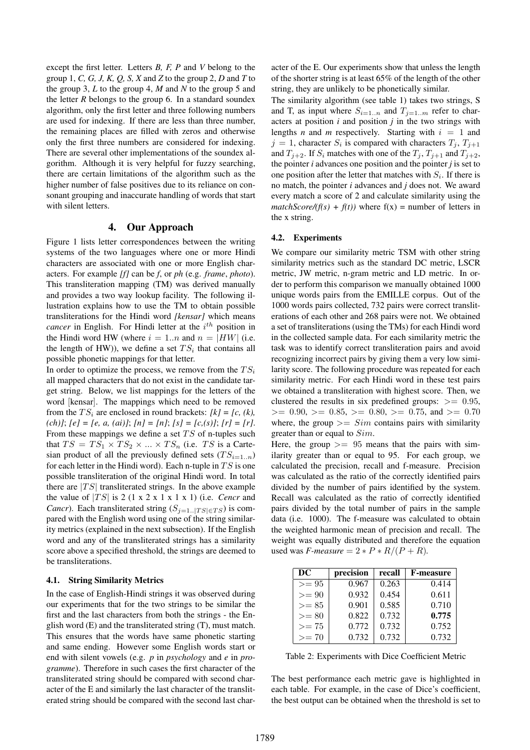except the first letter. Letters *B, F, P* and *V* belong to the group 1, *C, G, J, K, Q, S, X* and *Z* to the group 2, *D* and *T* to the group 3, *L* to the group 4, *M* and *N* to the group 5 and the letter *R* belongs to the group 6. In a standard soundex algorithm, only the first letter and three following numbers are used for indexing. If there are less than three number, the remaining places are filled with zeros and otherwise only the first three numbers are considered for indexing. There are several other implementations of the soundex algorithm. Although it is very helpful for fuzzy searching, there are certain limitations of the algorithm such as the higher number of false positives due to its reliance on consonant grouping and inaccurate handling of words that start with silent letters.

## 4. Our Approach

Figure 1 lists letter correspondences between the writing systems of the two languages where one or more Hindi characters are associated with one or more English characters. For example *[f]* can be *f*, or *ph* (e.g. *frame*, *photo*). This transliteration mapping (TM) was derived manually and provides a two way lookup facility. The following illustration explains how to use the TM to obtain possible transliterations for the Hindi word *[kensar]* which means *cancer* in English. For Hindi letter at the $i^{th}$ position in the Hindi word HW (where $i = 1..n$ and $n = |HW|$ (i.e. the length of HW)), we define a set $TS_i$ that contains all possible phonetic mappings for that letter.

In order to optimize the process, we remove from the $TS_i$ all mapped characters that do not exist in the candidate target string. Below, we list mappings for the letters of the word [kensar]. The mappings which need to be removed from the $TS_i$ are enclosed in round brackets: *[k] = [c, (k), (ch)]*; *[e] = [e, a, (ai)]*; *[n] = [n]*; *[s] = [c,(s)]*; *[r] = [r]*. From these mappings we define a set $TS$ of n-tuples such that $TS = TS_1 \times TS_2 \times ... \times TS_n$ (i.e. $TS$ is a Cartesian product of all the previously defined sets ($TS_{i=1..n}$) for each letter in the Hindi word). Each n-tuple in $TS$ is one possible transliteration of the original Hindi word. In total there are $|TS|$ transliterated strings. In the above example the value of $|TS|$ is 2 (1 x 2 x 1 x 1 x 1) (i.e. *Cencr* and *Cancr*). Each transliterated string ($S_{j=1..|TS| \in TS}$) is compared with the English word using one of the string similarity metrics (explained in the next subsection). If the English word and any of the transliterated strings has a similarity score above a specified threshold, the strings are deemed to be transliterations.

### 4.1. String Similarity Metrics

In the case of English-Hindi strings it was observed during our experiments that for the two strings to be similar the first and the last characters from both the strings - the English word (E) and the transliterated string (T), must match. This ensures that the words have same phonetic starting and same ending. However some English words start or end with silent vowels (e.g. *p* in *psychology* and *e* in *programme*). Therefore in such cases the first character of the transliterated string should be compared with second character of the E and similarly the last character of the transliterated string should be compared with the second last character of the E. Our experiments show that unless the length of the shorter string is at least 65% of the length of the other string, they are unlikely to be phonetically similar.

The similarity algorithm (see table 1) takes two strings, S and T, as input where $S_{i=1..n}$ and $T_{j=1..m}$ refer to characters at position *i* and position *j* in the two strings with lengths *n* and *m* respectively. Starting with $i = 1$ and $j = 1$, character $S_i$ is compared with characters $T_j$, $T_{j+1}$ and $T_{j+2}$. If $S_i$ matches with one of the $T_j$, $T_{j+1}$ and $T_{j+2}$, the pointer *i* advances one position and the pointer *j* is set to one position after the letter that matches with $S_i$. If there is no match, the pointer *i* advances and *j* does not. We award every match a score of 2 and calculate similarity using the *matchScore/(f(s) + f(t))* where f(x) = number of letters in the x string.

### 4.2. Experiments

We compare our similarity metric TSM with other string similarity metrics such as the standard DC metric, LSCR metric, JW metric, n-gram metric and LD metric. In order to perform this comparison we manually obtained 1000 unique words pairs from the EMILLE corpus. Out of the 1000 words pairs collected, 732 pairs were correct transliterations of each other and 268 pairs were not. We obtained a set of transliterations (using the TMs) for each Hindi word in the collected sample data. For each similarity metric the task was to identify correct transliteration pairs and avoid recognizing incorrect pairs by giving them a very low similarity score. The following procedure was repeated for each similarity metric. For each Hindi word in these test pairs we obtained a transliteration with highest score. Then, we clustered the results in six predefined groups: $>= 0.95$, $>= 0.90$, $>= 0.85$, $>= 0.80$, $>= 0.75$, and $>= 0.70$ where, the group $>= Sim$ contains pairs with similarity greater than or equal to $Sim$.

Here, the group $>=$ 95 means that the pairs with similarity greater than or equal to 95. For each group, we calculated the precision, recall and f-measure. Precision was calculated as the ratio of the correctly identified pairs divided by the number of pairs identified by the system. Recall was calculated as the ratio of correctly identified pairs divided by the total number of pairs in the sample data (i.e. 1000). The f-measure was calculated to obtain the weighted harmonic mean of precision and recall. The weight was equally distributed and therefore the equation used was *F-measure* $= 2 * P * R/(P + R)$.

| DC | precision | recall | F-measure |
|---|---|---|---|
| >= 95 | 0.967 | 0.263 | 0.414 |
| >= 90 | 0.932 | 0.454 | 0.611 |
| >= 85 | 0.901 | 0.585 | 0.710 |
| >= 80 | 0.822 | 0.732 | **0.775** |
| >= 75 | 0.772 | 0.732 | 0.752 |
| >= 70 | 0.732 | 0.732 | 0.732 |

Table 2: Experiments with Dice Coefficient Metric

The best performance each metric gave is highlighted in each table. For example, in the case of Dice's coefficient, the best output can be obtained when the threshold is set to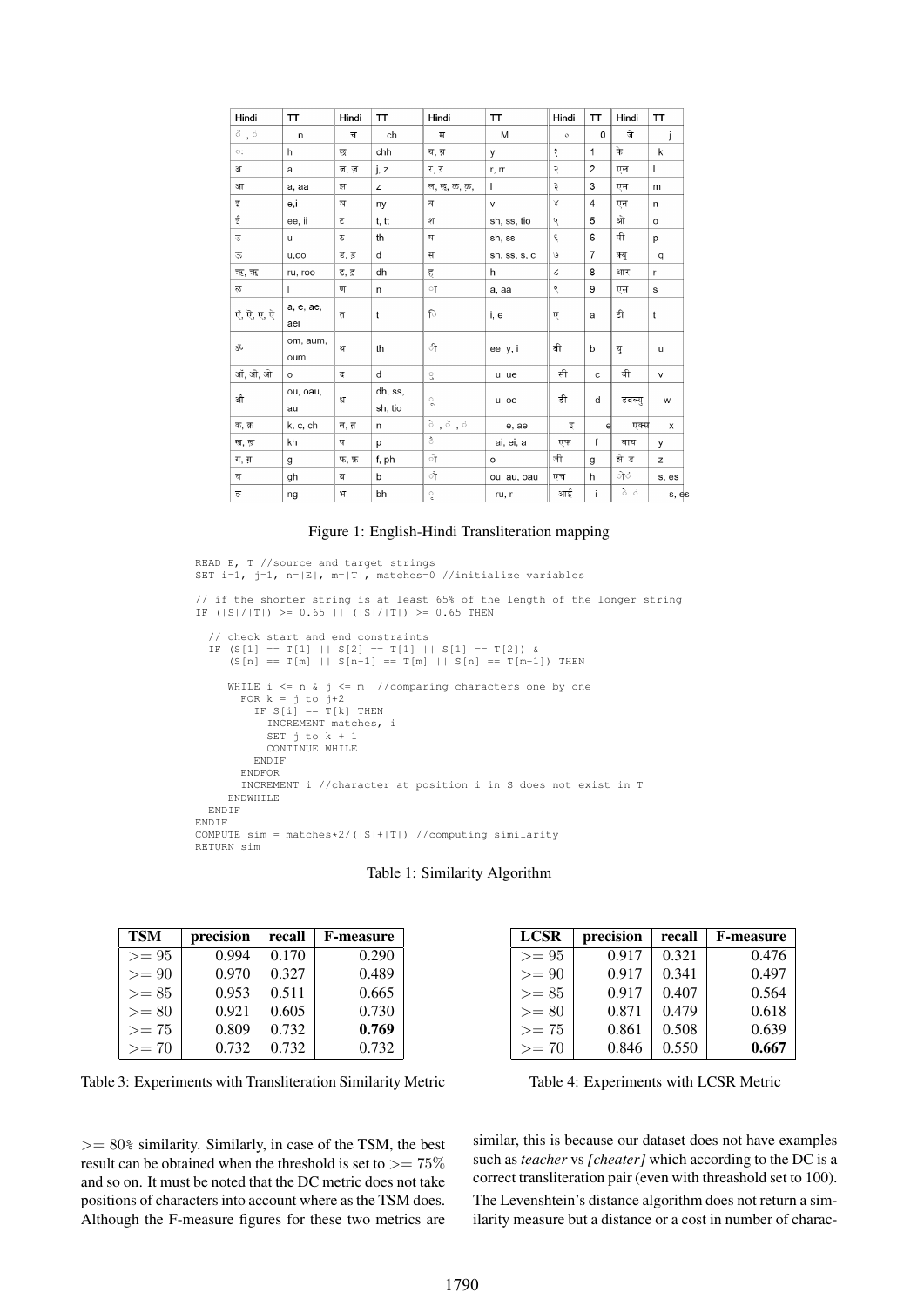| Hindi | TT | Hindi | TT | Hindi | TT | Hindi | TT | Hindi | TT |
|---|---|---|---|---|---|---|---|---|---|
| ँ , ं | n | च | ch | म | M | ० | 0 | जे | j |
| ः | h | छ | chh | य, य़ | y | १ | 1 | के | k |
| अ | a | ज, ज़ | j, z | र, ऱ | r, rr | २ | 2 | एल | l |
| आ | a, aa | झ | z | ल, ऌ, ळ, ऴ | l | ३ | 3 | एम | m |
| इ | e,i | ञ | ny | व | v | ४ | 4 | एन | n |
| ई | ee, ii | ट | t, tt | श | sh, ss, tio | ५ | 5 | ओ | o |
| उ | u | ठ | th | ष | sh, ss | ६ | 6 | पी | p |
| ऊ | u,oo | ड, ड़ | d | स | sh, ss, s, c | ७ | 7 | क्यु | q |
| ऋ, ॠ | ru, roo | ढ, ढ़ | dh | ह | h | ८ | 8 | आर | r |
| ऌ | l | ण | n | ा | a, aa | ९ | 9 | एस | s |
| एँ, ऐ, ए, ऍ | a, e, ae, aei | त | t | ि | i, e | ए | a | टी | t |
| ॐ | om, aum, oum | थ | th | ी | ee, y, i | बी | b | यु | u |
| ऑ, ओ, ऒ | o | द | d | ु | u, ue | सी | c | वी | v |
| औ | ou, oau, au | ध | dh, ss, sh, tio | ू | u, oo | डी | d | डबल्यु | w |
| क, क़ | k, c, ch | न, ऩ | n | े , ॅ , ॆ | e, ae | इ | e | एक्स | x |
| ख, ख़ | kh | प | p | ै | ai, ei, a | एफ | f | वाय | y |
| ग, ग़ | g | फ, फ़ | f, ph | ो | o | जी | g | झेड | z |
| घ | gh | ब | b | ौ | ou, au, oau | एच | h | ोॅ | s, es |
| ङ | ng | भ | bh | ृ | ru, r | आई | i | े ॅ | s, es |

Figure 1: English-Hindi Transliteration mapping

```
READ E, T //source and target strings
SET i=1, j=1, n=|E|, m=|T|, matches=0 //initialize variables

// if the shorter string is at least 65% of the length of the longer string
IF (|S|/|T|) >= 0.65 || (|S|/|T|) >= 0.65 THEN

  // check start and end constraints
  IF (S[1] == T[1] || S[2] == T[1] || S[1] == T[2]) &
     (S[n] == T[m] || S[n-1] == T[m] || S[n] == T[m-1]) THEN

     WHILE i <= n & j <= m  //comparing characters one by one
       FOR k = j to j+2
         IF S[i] == T[k] THEN
           INCREMENT matches, i
           SET j to k + 1
           CONTINUE WHILE
         ENDIF
       ENDFOR
       INCREMENT i //character at position i in S does not exist in T
     ENDWHILE
  ENDIF
ENDIF
COMPUTE sim = matches*2/(|S|+|T|) //computing similarity
RETURN sim
```

Table 1: Similarity Algorithm

| TSM | precision | recall | F-measure |
|---|---|---|---|
| $>= 95$ | 0.994 | 0.170 | 0.290 |
| $>= 90$ | 0.970 | 0.327 | 0.489 |
| $>= 85$ | 0.953 | 0.511 | 0.665 |
| $>= 80$ | 0.921 | 0.605 | 0.730 |
| $>= 75$ | 0.809 | 0.732 | **0.769** |
| $>= 70$ | 0.732 | 0.732 | 0.732 |

Table 3: Experiments with Transliteration Similarity Metric

| LCSR | precision | recall | F-measure |
|---|---|---|---|
| $>= 95$ | 0.917 | 0.321 | 0.476 |
| $>= 90$ | 0.917 | 0.341 | 0.497 |
| $>= 85$ | 0.917 | 0.407 | 0.564 |
| $>= 80$ | 0.871 | 0.479 | 0.618 |
| $>= 75$ | 0.861 | 0.508 | 0.639 |
| $>= 70$ | 0.846 | 0.550 | **0.667** |

Table 4: Experiments with LCSR Metric

$>= 80\%$ similarity. Similarly, in case of the TSM, the best result can be obtained when the threshold is set to $>= 75\%$ and so on. It must be noted that the DC metric does not take positions of characters into account where as the TSM does. Although the F-measure figures for these two metrics are similar, this is because our dataset does not have examples such as *teacher* vs *[cheater]* which according to the DC is a correct transliteration pair (even with threashold set to 100).

The Levenshtein's distance algorithm does not return a similarity measure but a distance or a cost in number of charac-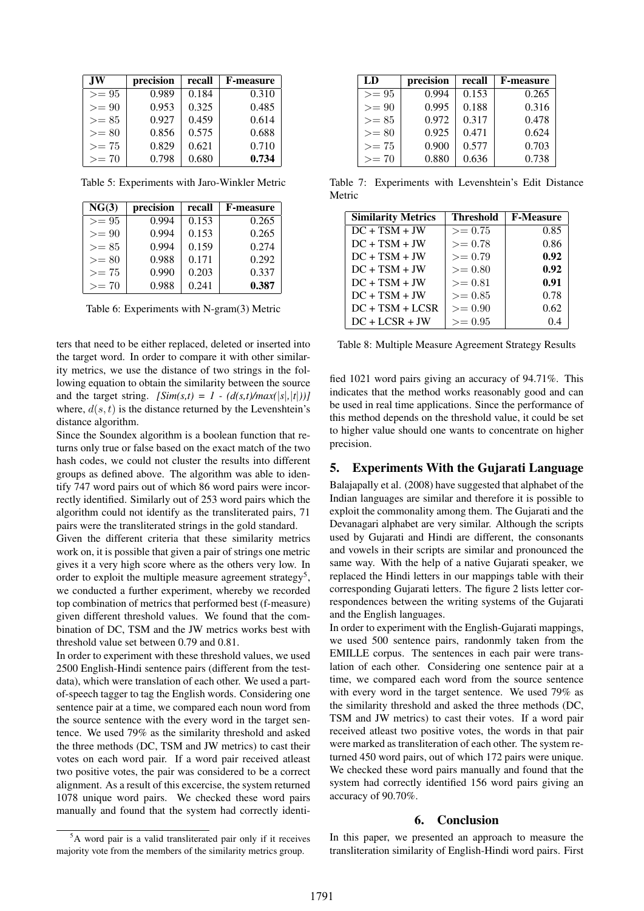| JW | precision | recall | F-measure |
|---|---|---|---|
| $>= 95$ | 0.989 | 0.184 | 0.310 |
| $>= 90$ | 0.953 | 0.325 | 0.485 |
| $>= 85$ | 0.927 | 0.459 | 0.614 |
| $>= 80$ | 0.856 | 0.575 | 0.688 |
| $>= 75$ | 0.829 | 0.621 | 0.710 |
| $>= 70$ | 0.798 | 0.680 | **0.734** |

Table 5: Experiments with Jaro-Winkler Metric

| NG(3) | precision | recall | F-measure |
|---|---|---|---|
| $>= 95$ | 0.994 | 0.153 | 0.265 |
| $>= 90$ | 0.994 | 0.153 | 0.265 |
| $>= 85$ | 0.994 | 0.159 | 0.274 |
| $>= 80$ | 0.988 | 0.171 | 0.292 |
| $>= 75$ | 0.990 | 0.203 | 0.337 |
| $>= 70$ | 0.988 | 0.241 | **0.387** |

Table 6: Experiments with N-gram(3) Metric

ters that need to be either replaced, deleted or inserted into the target word. In order to compare it with other similarity metrics, we use the distance of two strings in the following equation to obtain the similarity between the source and the target string. *[Sim(s,t) = 1 - (d(s,t)/max(|s|,|t|))]* where, $d(s, t)$ is the distance returned by the Levenshtein's distance algorithm.

Since the Soundex algorithm is a boolean function that returns only true or false based on the exact match of the two hash codes, we could not cluster the results into different groups as defined above. The algorithm was able to identify 747 word pairs out of which 86 word pairs were incorrectly identified. Similarly out of 253 word pairs which the algorithm could not identify as the transliterated pairs, 71 pairs were the transliterated strings in the gold standard.

Given the different criteria that these similarity metrics work on, it is possible that given a pair of strings one metric gives it a very high score where as the others very low. In order to exploit the multiple measure agreement strategy[5], we conducted a further experiment, whereby we recorded top combination of metrics that performed best (f-measure) given different threshold values. We found that the combination of DC, TSM and the JW metrics works best with threshold value set between 0.79 and 0.81.

In order to experiment with these threshold values, we used 2500 English-Hindi sentence pairs (different from the test-data), which were translation of each other. We used a part-of-speech tagger to tag the English words. Considering one sentence pair at a time, we compared each noun word from the source sentence with the every word in the target sentence. We used 79% as the similarity threshold and asked the three methods (DC, TSM and JW metrics) to cast their votes on each word pair. If a word pair received atleast two positive votes, the pair was considered to be a correct alignment. As a result of this excercise, the system returned 1078 unique word pairs. We checked these word pairs manually and found that the system had correctly identified 1021 word pairs giving an accuracy of 94.71%. This indicates that the method works reasonably good and can be used in real time applications. Since the performance of this method depends on the threshold value, it could be set to higher value should one wants to concentrate on higher precision.

[5] A word pair is a valid transliterated pair only if it receives majority vote from the members of the similarity metrics group.

| LD | precision | recall | F-measure |
|---|---|---|---|
| $>= 95$ | 0.994 | 0.153 | 0.265 |
| $>= 90$ | 0.995 | 0.188 | 0.316 |
| $>= 85$ | 0.972 | 0.317 | 0.478 |
| $>= 80$ | 0.925 | 0.471 | 0.624 |
| $>= 75$ | 0.900 | 0.577 | 0.703 |
| $>= 70$ | 0.880 | 0.636 | 0.738 |

Table 7: Experiments with Levenshtein's Edit Distance Metric

| Similarity Metrics | Threshold | F-Measure |
|---|---|---|
| DC + TSM + JW | $>= 0.75$ | 0.85 |
| DC + TSM + JW | $>= 0.78$ | 0.86 |
| DC + TSM + JW | $>= 0.79$ | **0.92** |
| DC + TSM + JW | $>= 0.80$ | **0.92** |
| DC + TSM + JW | $>= 0.81$ | **0.91** |
| DC + TSM + JW | $>= 0.85$ | 0.78 |
| DC + TSM + LCSR | $>= 0.90$ | 0.62 |
| DC + LCSR + JW | $>= 0.95$ | 0.4 |

Table 8: Multiple Measure Agreement Strategy Results

## 5. Experiments With the Gujarati Language

Balajapally et al. (2008) have suggested that alphabet of the Indian languages are similar and therefore it is possible to exploit the commonality among them. The Gujarati and the Devanagari alphabet are very similar. Although the scripts used by Gujarati and Hindi are different, the consonants and vowels in their scripts are similar and pronounced the same way. With the help of a native Gujarati speaker, we replaced the Hindi letters in our mappings table with their corresponding Gujarati letters. The figure 2 lists letter correspondences between the writing systems of the Gujarati and the English languages.

In order to experiment with the English-Gujarati mappings, we used 500 sentence pairs, randonmly taken from the EMILLE corpus. The sentences in each pair were translation of each other. Considering one sentence pair at a time, we compared each word from the source sentence with every word in the target sentence. We used 79% as the similarity threshold and asked the three methods (DC, TSM and JW metrics) to cast their votes. If a word pair received atleast two positive votes, the words in that pair were marked as transliteration of each other. The system returned 450 word pairs, out of which 172 pairs were unique. We checked these word pairs manually and found that the system had correctly identified 156 word pairs giving an accuracy of 90.70%.

## 6. Conclusion

In this paper, we presented an approach to measure the transliteration similarity of English-Hindi word pairs. First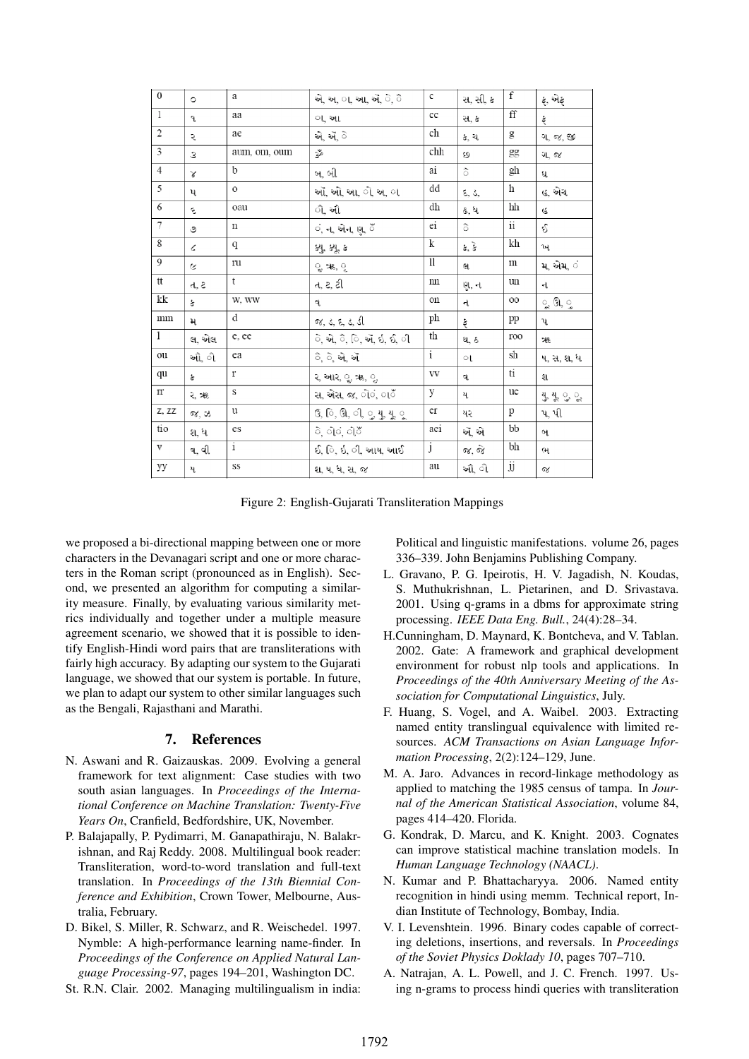| 0 | ૦ | a | એ, અ, ા, આ, ઍ, ે, ૈ | c | સ, સી, ક | f | ફ, એફ |
|---|---|---|---|---|---|---|---|
| 1 | ૧ | aa | ા, આ | cc | સ, ક | ff | ફ |
| 2 | ૨ | ae | એ, ઍ, ે | ch | ક, ચ | g | ગ, જ, જી |
| 3 | ૩ | aum, om, oum | ૐ | chh | છ | gg | ગ, જ |
| 4 | ૪ | b | બ, બી | ai | ૈ | gh | ઘ |
| 5 | ૫ | o | ઓ, ઓ, આ, ો, અ, ા | dd | દ, ડ, | h | હ, એચ |
| 6 | ૬ | oau | ૌ, ઔ | dh | ઠ, ધ | hh | હ |
| 7 | ૭ | n | ં, ન, એન, ણ, ઁ | ei | ૈ | ii | ઈ |
| 8 | ૮ | q | ક્યુ, ક્યૂ, ક | k | ક, કે | kh | ખ |
| 9 | ૯ | ru | ૃ, ઋ, ૃ | ll | લ | m | મ, એમ, ં |
| tt | ત, ટ | t | ત, ટ, ટી | nn | ણ, ન | un | ન |
| kk | ક | w, ww | વ | on | ન | oo | ૂ, ઊ, ુ |
| mm | મ | d | જ, ડ, દ, ડ, ડી | ph | ફ | pp | પ |
| l | લ, એલ | e, ee | ે, એ, ૈ, િ, ઍ, ઇ, ઈ, ી | th | થ, ઠ | roo | ઋ |
| ou | ઔ, ૌ | ea | ે, ે, એ, ઍ | i | ા | sh | ષ, સ, શ, ધ |
| qu | ક | r | ર, આર, ૃ, ઋ, ૃ | vv | વ | ti | શ |
| rr | ર, ઋ | s | સ, એસ, જ, ોં, ોઁ | y | ય | ue | યુ, યૂ, ુ, ૂ |
| z, zz | જ, ઝ | u | ઉ, િ, ઊ, ી, ુ, યુ, યૂ, ૂ | er | યર | p | પ, પી |
| tio | શ, ધ | es | ે, ોં, ોઁ | aei | ઍ, એ | bb | બ |
| v | વ, વી | i | ઈ, િ, ઇ, ી, આય, આઈ | j | જ, જે | bh | ભ |
| yy | ય | ss | શ, ષ, ધ, સ, જ | au | ઔ, ૌ | jj | જ |

Figure 2: English-Gujarati Transliteration Mappings

we proposed a bi-directional mapping between one or more characters in the Devanagari script and one or more characters in the Roman script (pronounced as in English). Second, we presented an algorithm for computing a similarity measure. Finally, by evaluating various similarity metrics individually and together under a multiple measure agreement scenario, we showed that it is possible to identify English-Hindi word pairs that are transliterations with fairly high accuracy. By adapting our system to the Gujarati language, we showed that our system is portable. In future, we plan to adapt our system to other similar languages such as the Bengali, Rajasthani and Marathi.

## 7. References

N. Aswani and R. Gaizauskas. 2009. Evolving a general framework for text alignment: Case studies with two south asian languages. In *Proceedings of the International Conference on Machine Translation: Twenty-Five Years On*, Cranfield, Bedfordshire, UK, November.

P. Balajapally, P. Pydimarri, M. Ganapathiraju, N. Balakrishnan, and Raj Reddy. 2008. Multilingual book reader: Transliteration, word-to-word translation and full-text translation. In *Proceedings of the 13th Biennial Conference and Exhibition*, Crown Tower, Melbourne, Australia, February.

D. Bikel, S. Miller, R. Schwarz, and R. Weischedel. 1997. Nymble: A high-performance learning name-finder. In *Proceedings of the Conference on Applied Natural Language Processing-97*, pages 194–201, Washington DC.

St. R.N. Clair. 2002. Managing multilingualism in india: Political and linguistic manifestations. volume 26, pages 336–339. John Benjamins Publishing Company.

L. Gravano, P. G. Ipeirotis, H. V. Jagadish, N. Koudas, S. Muthukrishnan, L. Pietarinen, and D. Srivastava. 2001. Using q-grams in a dbms for approximate string processing. *IEEE Data Eng. Bull.*, 24(4):28–34.

H.Cunningham, D. Maynard, K. Bontcheva, and V. Tablan. 2002. Gate: A framework and graphical development environment for robust nlp tools and applications. In *Proceedings of the 40th Anniversary Meeting of the Association for Computational Linguistics*, July.

F. Huang, S. Vogel, and A. Waibel. 2003. Extracting named entity translingual equivalence with limited resources. *ACM Transactions on Asian Language Information Processing*, 2(2):124–129, June.

M. A. Jaro. Advances in record-linkage methodology as applied to matching the 1985 census of tampa. In *Journal of the American Statistical Association*, volume 84, pages 414–420. Florida.

G. Kondrak, D. Marcu, and K. Knight. 2003. Cognates can improve statistical machine translation models. In *Human Language Technology (NAACL)*.

N. Kumar and P. Bhattacharyya. 2006. Named entity recognition in hindi using memm. Technical report, Indian Institute of Technology, Bombay, India.

V. I. Levenshtein. 1996. Binary codes capable of correcting deletions, insertions, and reversals. In *Proceedings of the Soviet Physics Doklady 10*, pages 707–710.

A. Natrajan, A. L. Powell, and J. C. French. 1997. Using n-grams to process hindi queries with transliteration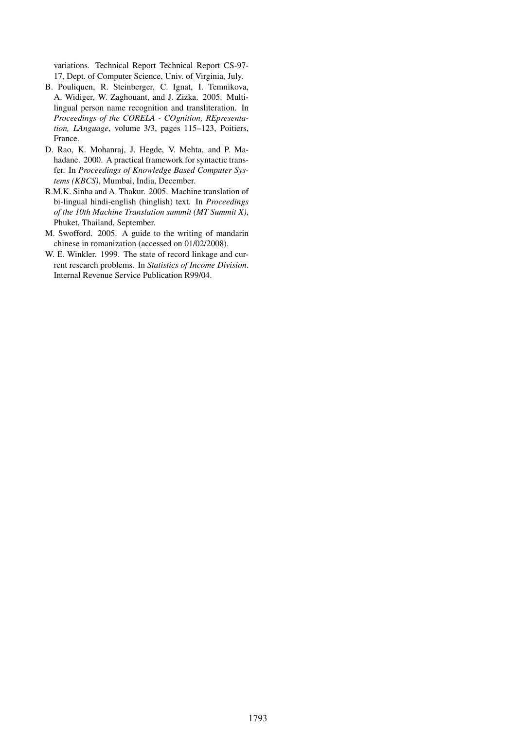variations. Technical Report Technical Report CS-97-17, Dept. of Computer Science, Univ. of Virginia, July.

B. Pouliquen, R. Steinberger, C. Ignat, I. Temnikova, A. Widiger, W. Zaghouant, and J. Zizka. 2005. Multilingual person name recognition and transliteration. In *Proceedings of the CORELA - COgnition, REpresentation, LAnguage*, volume 3/3, pages 115–123, Poitiers, France.

D. Rao, K. Mohanraj, J. Hegde, V. Mehta, and P. Mahadane. 2000. A practical framework for syntactic transfer. In *Proceedings of Knowledge Based Computer Systems (KBCS)*, Mumbai, India, December.

R.M.K. Sinha and A. Thakur. 2005. Machine translation of bi-lingual hindi-english (hinglish) text. In *Proceedings of the 10th Machine Translation summit (MT Summit X)*, Phuket, Thailand, September.

M. Swofford. 2005. A guide to the writing of mandarin chinese in romanization (accessed on 01/02/2008).

W. E. Winkler. 1999. The state of record linkage and current research problems. In *Statistics of Income Division*. Internal Revenue Service Publication R99/04.